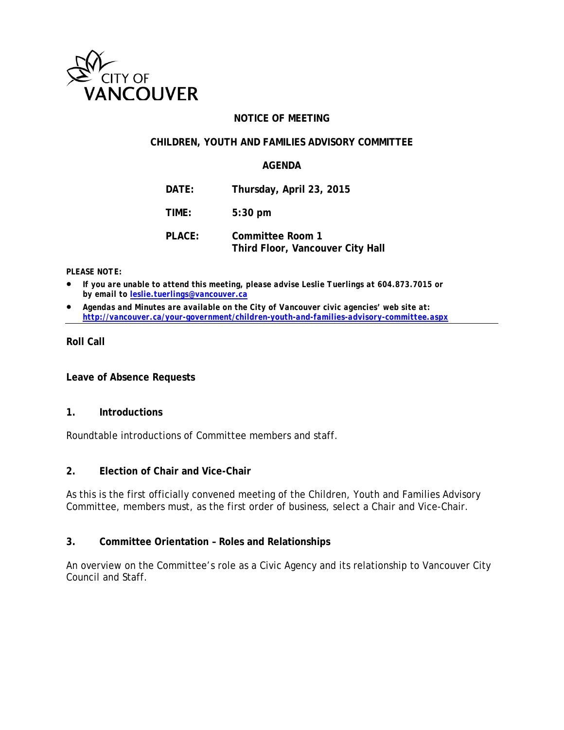CITY OF VANCOUVER

# NOTICE OF MEETING

## CHILDREN, YOUTH AND FAMILIES ADVISORY COMMITTEE

## AGENDA

**DATE:** Thursday, April 23, 2015

**TIME:** 5:30 pm

**PLACE:** Committee Room 1
Third Floor, Vancouver City Hall

***PLEASE NOTE:***

- ***If you are unable to attend this meeting, please advise Leslie Tuerlings at 604.873.7015 or by email to [leslie.tuerlings@vancouver.ca](mailto:leslie.tuerlings@vancouver.ca)***
- ***Agendas and Minutes are available on the City of Vancouver civic agencies' web site at: [http://vancouver.ca/your-government/children-youth-and-families-advisory-committee.aspx](http://vancouver.ca/your-government/children-youth-and-families-advisory-committee.aspx)***

---

**Roll Call**

**Leave of Absence Requests**

### 1. Introductions

Roundtable introductions of Committee members and staff.

### 2. Election of Chair and Vice-Chair

As this is the first officially convened meeting of the Children, Youth and Families Advisory Committee, members must, as the first order of business, select a Chair and Vice-Chair.

### 3. Committee Orientation – Roles and Relationships

An overview on the Committee's role as a Civic Agency and its relationship to Vancouver City Council and Staff.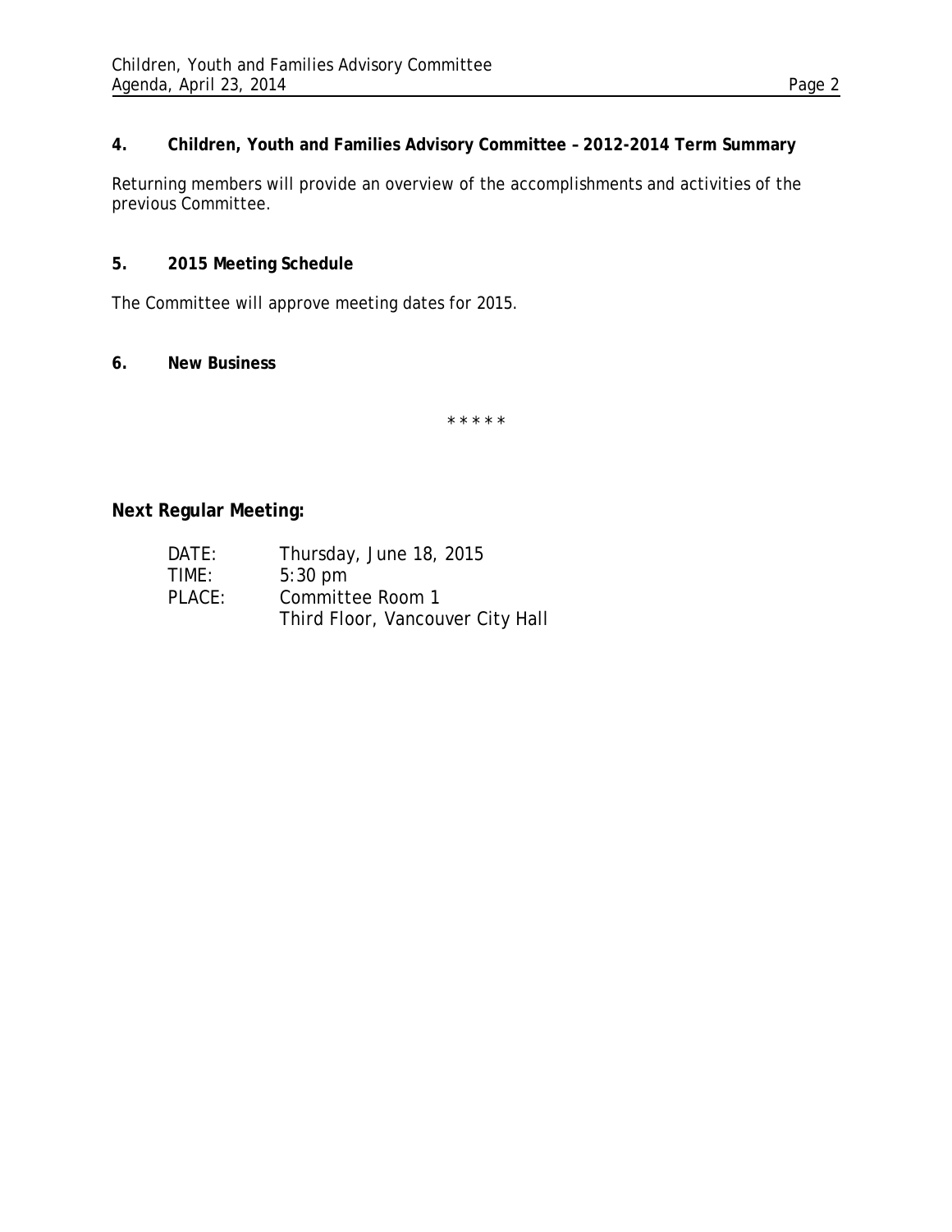**4. Children, Youth and Families Advisory Committee – 2012-2014 Term Summary**

Returning members will provide an overview of the accomplishments and activities of the previous Committee.

**5. 2015 Meeting Schedule**

The Committee will approve meeting dates for 2015.

**6. New Business**

\* \* \* \* \*

**Next Regular Meeting:**

| | |
|---|---|
| DATE: | Thursday, June 18, 2015 |
| TIME: | 5:30 pm |
| PLACE: | Committee Room 1<br>Third Floor, Vancouver City Hall |